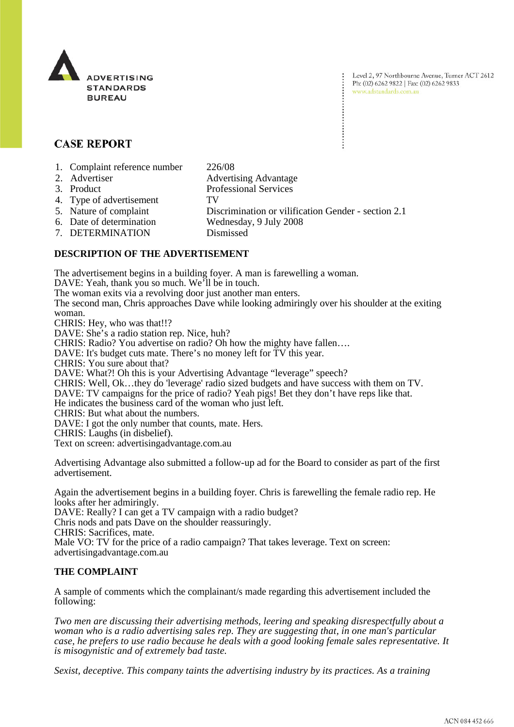ADVERTISING STANDARDS BUREAU

Level 2, 97 Northbourne Avenue, Turner ACT 2612
Ph: (02) 6262 9822 | Fax: (02) 6262 9833
www.adstandards.com.au

# CASE REPORT

| | |
|---|---|
| 1. Complaint reference number | 226/08 |
| 2. Advertiser | Advertising Advantage |
| 3. Product | Professional Services |
| 4. Type of advertisement | TV |
| 5. Nature of complaint | Discrimination or vilification Gender - section 2.1 |
| 6. Date of determination | Wednesday, 9 July 2008 |
| 7. DETERMINATION | Dismissed |

## DESCRIPTION OF THE ADVERTISEMENT

The advertisement begins in a building foyer. A man is farewelling a woman.
DAVE: Yeah, thank you so much. We'll be in touch.
The woman exits via a revolving door just another man enters.
The second man, Chris approaches Dave while looking admiringly over his shoulder at the exiting woman.
CHRIS: Hey, who was that!!?
DAVE: She's a radio station rep. Nice, huh?
CHRIS: Radio? You advertise on radio? Oh how the mighty have fallen….
DAVE: It's budget cuts mate. There's no money left for TV this year.
CHRIS: You sure about that?
DAVE: What?! Oh this is your Advertising Advantage "leverage" speech?
CHRIS: Well, Ok…they do 'leverage' radio sized budgets and have success with them on TV.
DAVE: TV campaigns for the price of radio? Yeah pigs! Bet they don't have reps like that.
He indicates the business card of the woman who just left.
CHRIS: But what about the numbers.
DAVE: I got the only number that counts, mate. Hers.
CHRIS: Laughs (in disbelief).
Text on screen: advertisingadvantage.com.au

Advertising Advantage also submitted a follow-up ad for the Board to consider as part of the first advertisement.

Again the advertisement begins in a building foyer. Chris is farewelling the female radio rep. He looks after her admiringly.
DAVE: Really? I can get a TV campaign with a radio budget?
Chris nods and pats Dave on the shoulder reassuringly.
CHRIS: Sacrifices, mate.
Male VO: TV for the price of a radio campaign? That takes leverage. Text on screen: advertisingadvantage.com.au

## THE COMPLAINT

A sample of comments which the complainant/s made regarding this advertisement included the following:

*Two men are discussing their advertising methods, leering and speaking disrespectfully about a woman who is a radio advertising sales rep. They are suggesting that, in one man's particular case, he prefers to use radio because he deals with a good looking female sales representative. It is misogynistic and of extremely bad taste.*

*Sexist, deceptive. This company taints the advertising industry by its practices. As a training*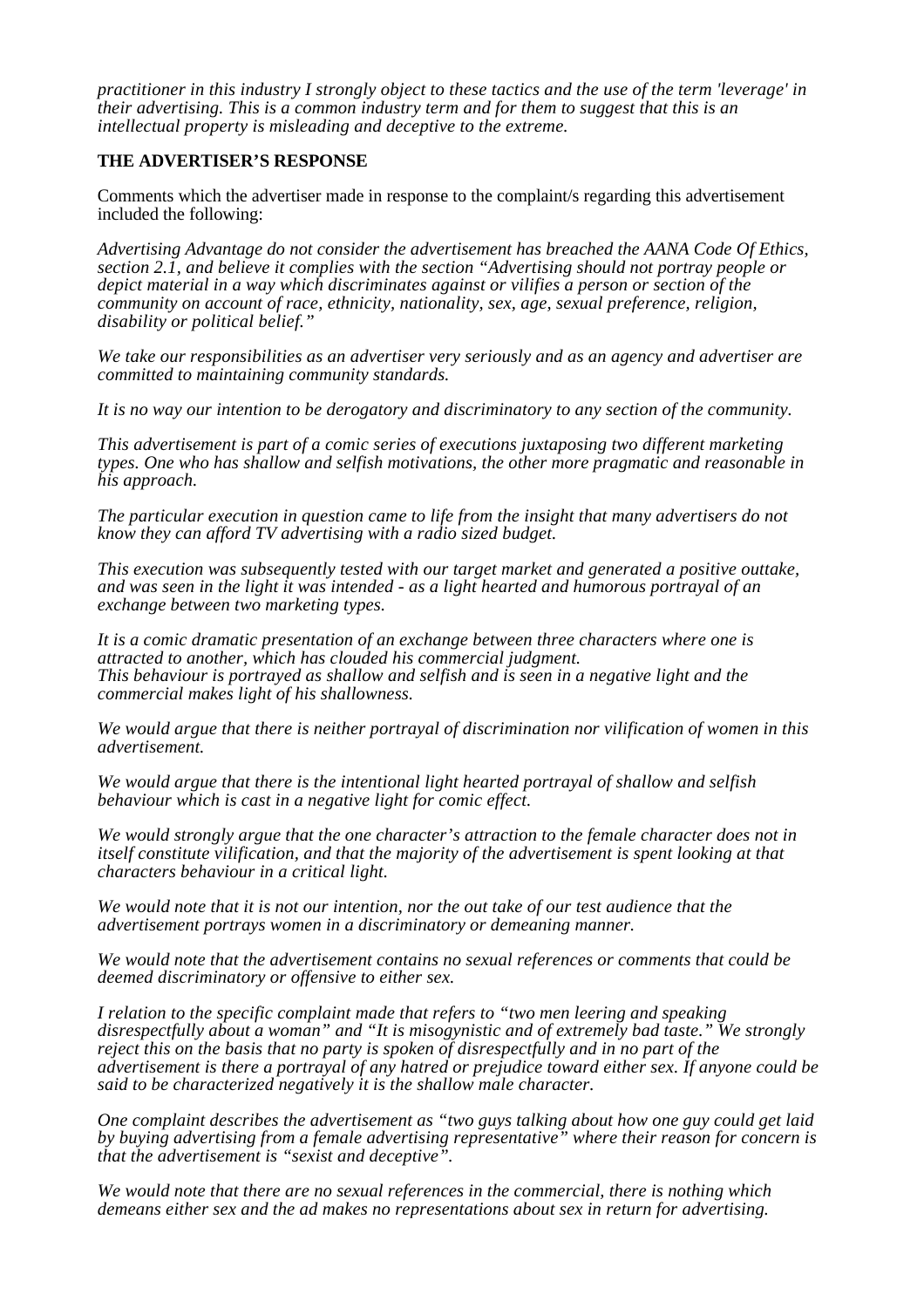*practitioner in this industry I strongly object to these tactics and the use of the term 'leverage' in their advertising. This is a common industry term and for them to suggest that this is an intellectual property is misleading and deceptive to the extreme.*

**THE ADVERTISER'S RESPONSE**

Comments which the advertiser made in response to the complaint/s regarding this advertisement included the following:

*Advertising Advantage do not consider the advertisement has breached the AANA Code Of Ethics, section 2.1, and believe it complies with the section "Advertising should not portray people or depict material in a way which discriminates against or vilifies a person or section of the community on account of race, ethnicity, nationality, sex, age, sexual preference, religion, disability or political belief."*

*We take our responsibilities as an advertiser very seriously and as an agency and advertiser are committed to maintaining community standards.*

*It is no way our intention to be derogatory and discriminatory to any section of the community.*

*This advertisement is part of a comic series of executions juxtaposing two different marketing types. One who has shallow and selfish motivations, the other more pragmatic and reasonable in his approach.*

*The particular execution in question came to life from the insight that many advertisers do not know they can afford TV advertising with a radio sized budget.*

*This execution was subsequently tested with our target market and generated a positive outtake, and was seen in the light it was intended - as a light hearted and humorous portrayal of an exchange between two marketing types.*

*It is a comic dramatic presentation of an exchange between three characters where one is attracted to another, which has clouded his commercial judgment.*
*This behaviour is portrayed as shallow and selfish and is seen in a negative light and the commercial makes light of his shallowness.*

*We would argue that there is neither portrayal of discrimination nor vilification of women in this advertisement.*

*We would argue that there is the intentional light hearted portrayal of shallow and selfish behaviour which is cast in a negative light for comic effect.*

*We would strongly argue that the one character's attraction to the female character does not in itself constitute vilification, and that the majority of the advertisement is spent looking at that characters behaviour in a critical light.*

*We would note that it is not our intention, nor the out take of our test audience that the advertisement portrays women in a discriminatory or demeaning manner.*

*We would note that the advertisement contains no sexual references or comments that could be deemed discriminatory or offensive to either sex.*

*I relation to the specific complaint made that refers to "two men leering and speaking disrespectfully about a woman" and "It is misogynistic and of extremely bad taste." We strongly reject this on the basis that no party is spoken of disrespectfully and in no part of the advertisement is there a portrayal of any hatred or prejudice toward either sex. If anyone could be said to be characterized negatively it is the shallow male character.*

*One complaint describes the advertisement as "two guys talking about how one guy could get laid by buying advertising from a female advertising representative" where their reason for concern is that the advertisement is "sexist and deceptive".*

*We would note that there are no sexual references in the commercial, there is nothing which demeans either sex and the ad makes no representations about sex in return for advertising.*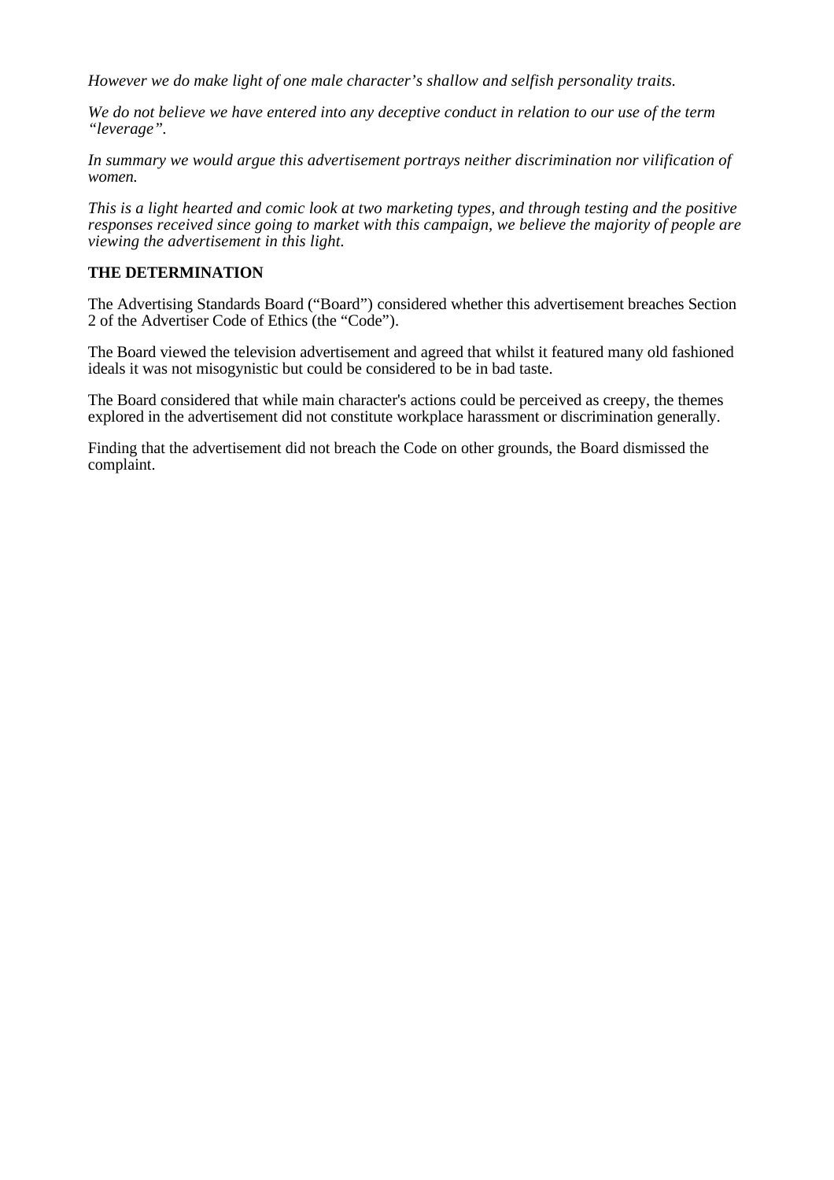*However we do make light of one male character's shallow and selfish personality traits.*

*We do not believe we have entered into any deceptive conduct in relation to our use of the term "leverage".*

*In summary we would argue this advertisement portrays neither discrimination nor vilification of women.*

*This is a light hearted and comic look at two marketing types, and through testing and the positive responses received since going to market with this campaign, we believe the majority of people are viewing the advertisement in this light.*

**THE DETERMINATION**

The Advertising Standards Board ("Board") considered whether this advertisement breaches Section 2 of the Advertiser Code of Ethics (the "Code").

The Board viewed the television advertisement and agreed that whilst it featured many old fashioned ideals it was not misogynistic but could be considered to be in bad taste.

The Board considered that while main character's actions could be perceived as creepy, the themes explored in the advertisement did not constitute workplace harassment or discrimination generally.

Finding that the advertisement did not breach the Code on other grounds, the Board dismissed the complaint.